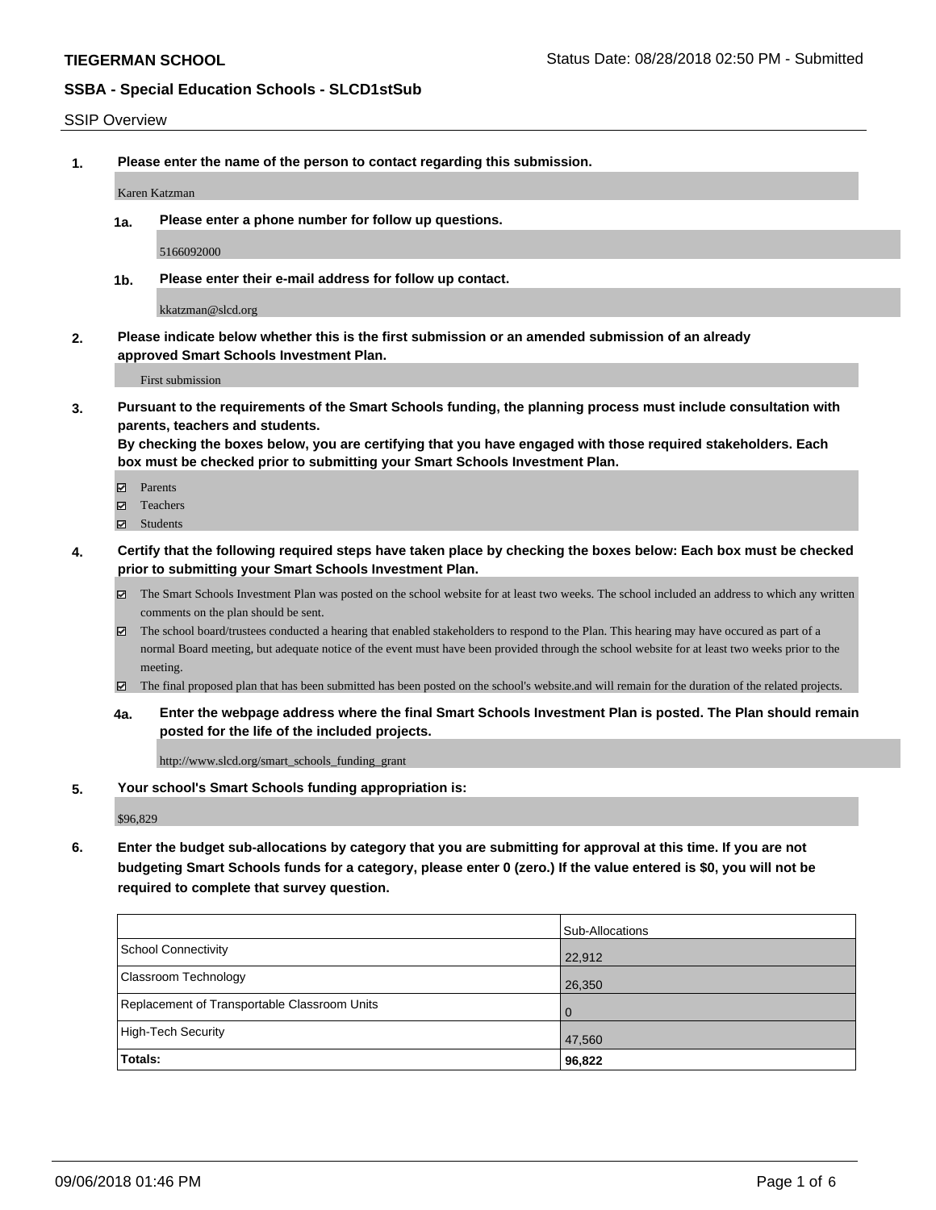**TIEGERMAN SCHOOL**

Status Date: 08/28/2018 02:50 PM - Submitted

**SSBA - Special Education Schools - SLCD1stSub**

SSIP Overview

**1. Please enter the name of the person to contact regarding this submission.**

Karen Katzman

**1a. Please enter a phone number for follow up questions.**

5166092000

**1b. Please enter their e-mail address for follow up contact.**

kkatzman@slcd.org

**2. Please indicate below whether this is the first submission or an amended submission of an already approved Smart Schools Investment Plan.**

First submission

**3. Pursuant to the requirements of the Smart Schools funding, the planning process must include consultation with parents, teachers and students.**
**By checking the boxes below, you are certifying that you have engaged with those required stakeholders. Each box must be checked prior to submitting your Smart Schools Investment Plan.**

- ☑ Parents
- ☑ Teachers
- ☑ Students

**4. Certify that the following required steps have taken place by checking the boxes below: Each box must be checked prior to submitting your Smart Schools Investment Plan.**

- ☑ The Smart Schools Investment Plan was posted on the school website for at least two weeks. The school included an address to which any written comments on the plan should be sent.
- ☑ The school board/trustees conducted a hearing that enabled stakeholders to respond to the Plan. This hearing may have occured as part of a normal Board meeting, but adequate notice of the event must have been provided through the school website for at least two weeks prior to the meeting.
- ☑ The final proposed plan that has been submitted has been posted on the school's website.and will remain for the duration of the related projects.

**4a. Enter the webpage address where the final Smart Schools Investment Plan is posted. The Plan should remain posted for the life of the included projects.**

http://www.slcd.org/smart_schools_funding_grant

**5. Your school's Smart Schools funding appropriation is:**

$96,829

**6. Enter the budget sub-allocations by category that you are submitting for approval at this time. If you are not budgeting Smart Schools funds for a category, please enter 0 (zero.) If the value entered is $0, you will not be required to complete that survey question.**

| | Sub-Allocations |
|---|---|
| School Connectivity | 22,912 |
| Classroom Technology | 26,350 |
| Replacement of Transportable Classroom Units | 0 |
| High-Tech Security | 47,560 |
| **Totals:** | **96,822** |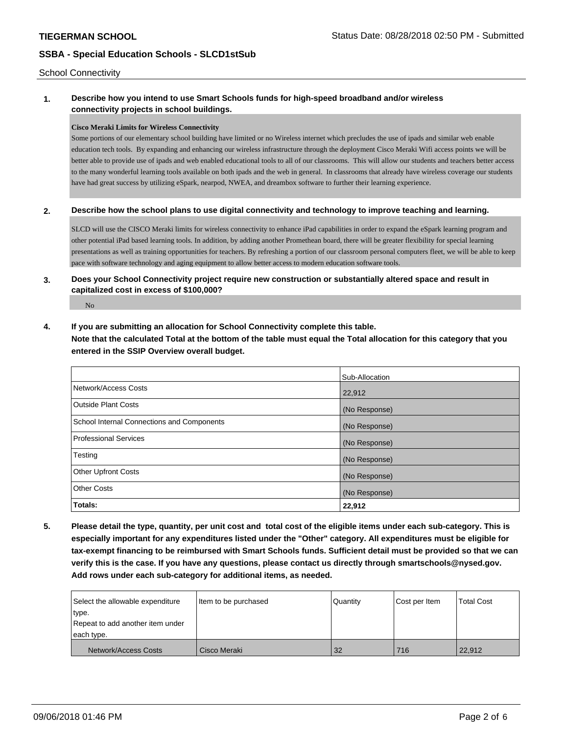School Connectivity

**1. Describe how you intend to use Smart Schools funds for high-speed broadband and/or wireless connectivity projects in school buildings.**

**Cisco Meraki Limits for Wireless Connectivity**

Some portions of our elementary school building have limited or no Wireless internet which precludes the use of ipads and similar web enable education tech tools. By expanding and enhancing our wireless infrastructure through the deployment Cisco Meraki Wifi access points we will be better able to provide use of ipads and web enabled educational tools to all of our classrooms. This will allow our students and teachers better access to the many wonderful learning tools available on both ipads and the web in general. In classrooms that already have wireless coverage our students have had great success by utilizing eSpark, nearpod, NWEA, and dreambox software to further their learning experience.

**2. Describe how the school plans to use digital connectivity and technology to improve teaching and learning.**

SLCD will use the CISCO Meraki limits for wireless connectivity to enhance iPad capabilities in order to expand the eSpark learning program and other potential iPad based learning tools. In addition, by adding another Promethean board, there will be greater flexibility for special learning presentations as well as training opportunities for teachers. By refreshing a portion of our classroom personal computers fleet, we will be able to keep pace with software technology and aging equipment to allow better access to modern education software tools.

**3. Does your School Connectivity project require new construction or substantially altered space and result in capitalized cost in excess of $100,000?**

No

**4. If you are submitting an allocation for School Connectivity complete this table. Note that the calculated Total at the bottom of the table must equal the Total allocation for this category that you entered in the SSIP Overview overall budget.**

| | Sub-Allocation |
|---|---|
| Network/Access Costs | 22,912 |
| Outside Plant Costs | (No Response) |
| School Internal Connections and Components | (No Response) |
| Professional Services | (No Response) |
| Testing | (No Response) |
| Other Upfront Costs | (No Response) |
| Other Costs | (No Response) |
| **Totals:** | **22,912** |

**5. Please detail the type, quantity, per unit cost and total cost of the eligible items under each sub-category. This is especially important for any expenditures listed under the "Other" category. All expenditures must be eligible for tax-exempt financing to be reimbursed with Smart Schools funds. Sufficient detail must be provided so that we can verify this is the case. If you have any questions, please contact us directly through smartschools@nysed.gov. Add rows under each sub-category for additional items, as needed.**

| Select the allowable expenditure type. Repeat to add another item under each type. | Item to be purchased | Quantity | Cost per Item | Total Cost |
|---|---|---|---|---|
| Network/Access Costs | Cisco Meraki | 32 | 716 | 22,912 |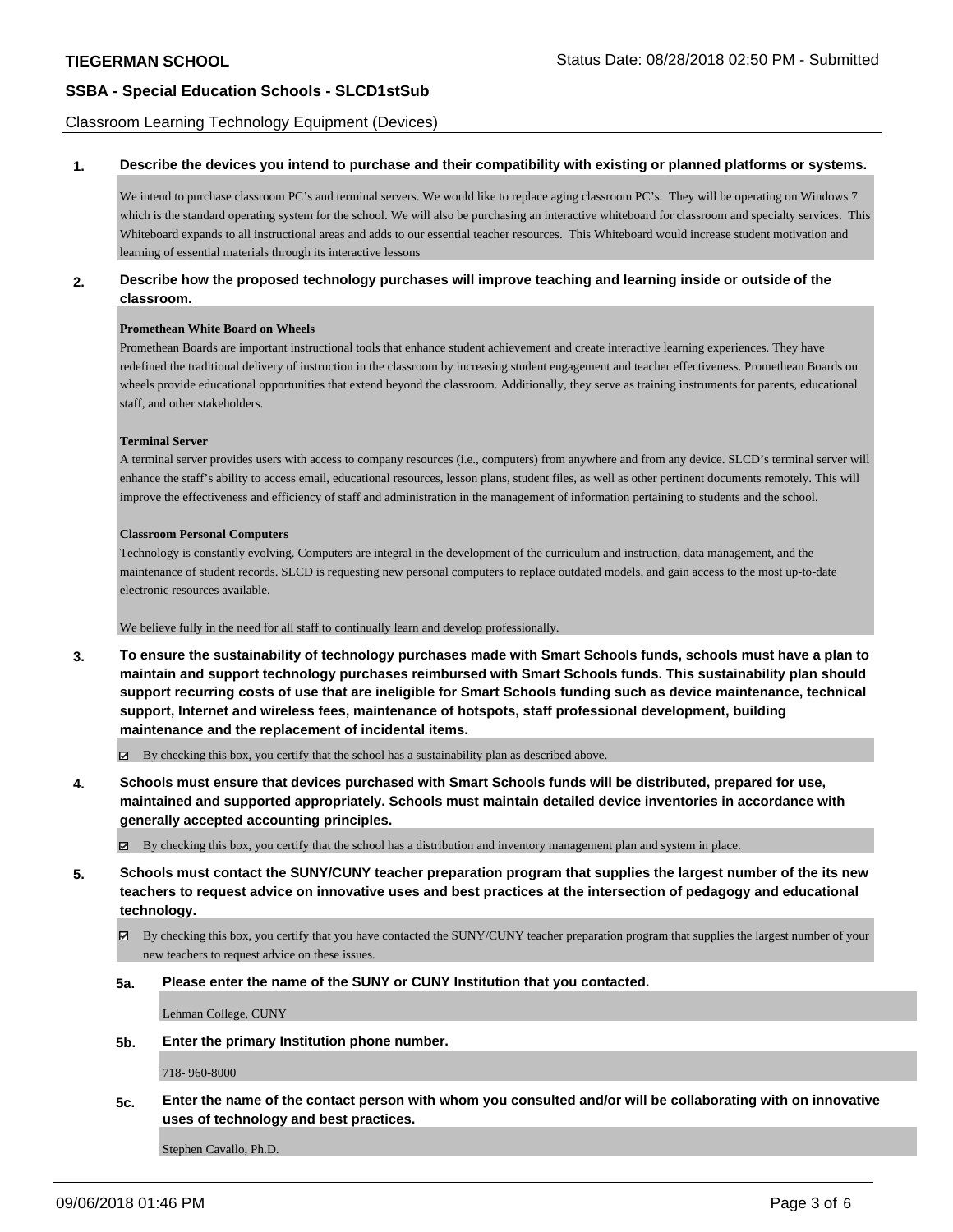Classroom Learning Technology Equipment (Devices)

**1. Describe the devices you intend to purchase and their compatibility with existing or planned platforms or systems.**

We intend to purchase classroom PC's and terminal servers. We would like to replace aging classroom PC's. They will be operating on Windows 7 which is the standard operating system for the school. We will also be purchasing an interactive whiteboard for classroom and specialty services. This Whiteboard expands to all instructional areas and adds to our essential teacher resources. This Whiteboard would increase student motivation and learning of essential materials through its interactive lessons

**2. Describe how the proposed technology purchases will improve teaching and learning inside or outside of the classroom.**

**Promethean White Board on Wheels**

Promethean Boards are important instructional tools that enhance student achievement and create interactive learning experiences. They have redefined the traditional delivery of instruction in the classroom by increasing student engagement and teacher effectiveness. Promethean Boards on wheels provide educational opportunities that extend beyond the classroom. Additionally, they serve as training instruments for parents, educational staff, and other stakeholders.

**Terminal Server**

A terminal server provides users with access to company resources (i.e., computers) from anywhere and from any device. SLCD's terminal server will enhance the staff's ability to access email, educational resources, lesson plans, student files, as well as other pertinent documents remotely. This will improve the effectiveness and efficiency of staff and administration in the management of information pertaining to students and the school.

**Classroom Personal Computers**

Technology is constantly evolving. Computers are integral in the development of the curriculum and instruction, data management, and the maintenance of student records. SLCD is requesting new personal computers to replace outdated models, and gain access to the most up-to-date electronic resources available.

We believe fully in the need for all staff to continually learn and develop professionally.

**3. To ensure the sustainability of technology purchases made with Smart Schools funds, schools must have a plan to maintain and support technology purchases reimbursed with Smart Schools funds. This sustainability plan should support recurring costs of use that are ineligible for Smart Schools funding such as device maintenance, technical support, Internet and wireless fees, maintenance of hotspots, staff professional development, building maintenance and the replacement of incidental items.**

☑ By checking this box, you certify that the school has a sustainability plan as described above.

**4. Schools must ensure that devices purchased with Smart Schools funds will be distributed, prepared for use, maintained and supported appropriately. Schools must maintain detailed device inventories in accordance with generally accepted accounting principles.**

☑ By checking this box, you certify that the school has a distribution and inventory management plan and system in place.

**5. Schools must contact the SUNY/CUNY teacher preparation program that supplies the largest number of the its new teachers to request advice on innovative uses and best practices at the intersection of pedagogy and educational technology.**

☑ By checking this box, you certify that you have contacted the SUNY/CUNY teacher preparation program that supplies the largest number of your new teachers to request advice on these issues.

**5a. Please enter the name of the SUNY or CUNY Institution that you contacted.**

Lehman College, CUNY

**5b. Enter the primary Institution phone number.**

718- 960-8000

**5c. Enter the name of the contact person with whom you consulted and/or will be collaborating with on innovative uses of technology and best practices.**

Stephen Cavallo, Ph.D.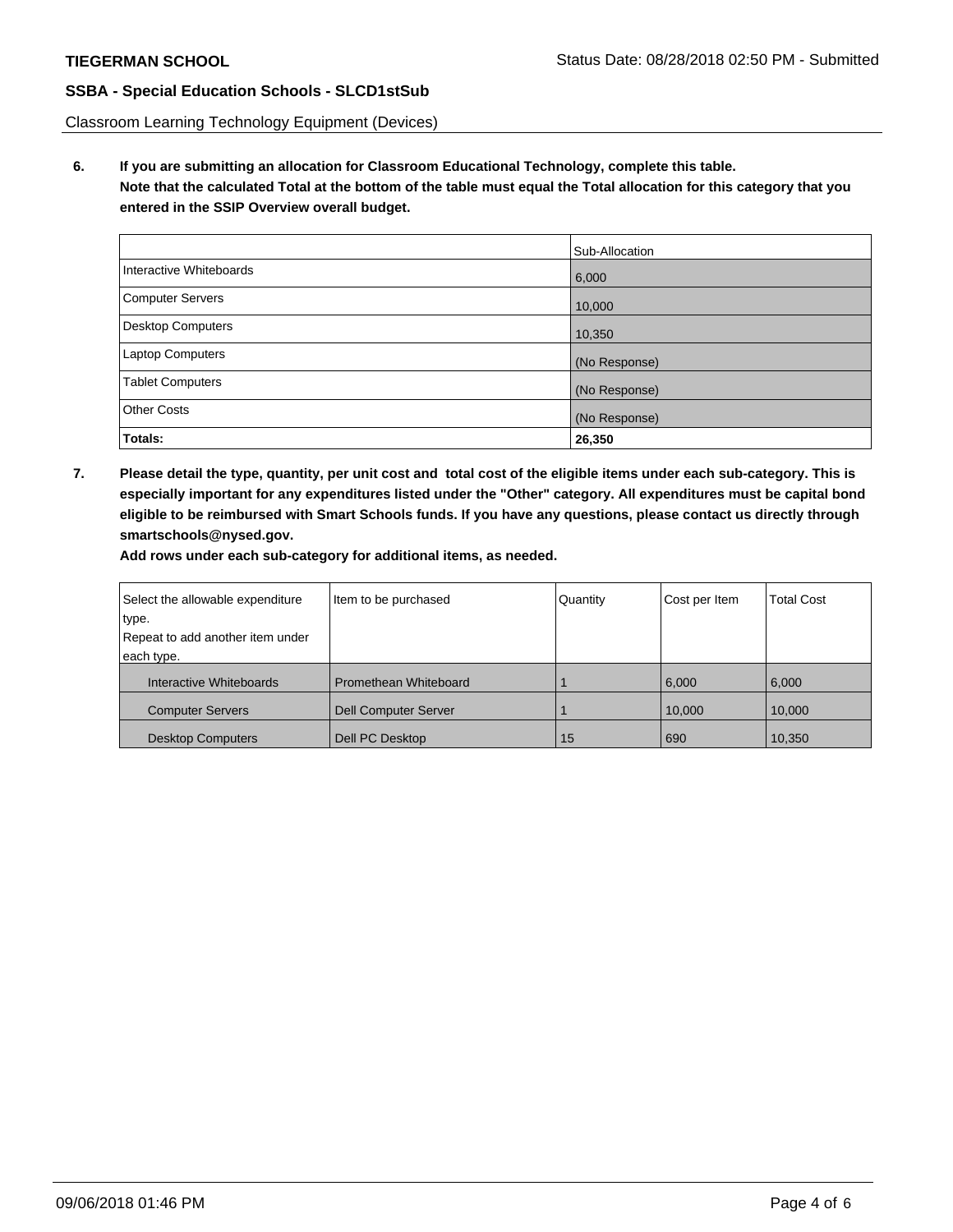Classroom Learning Technology Equipment (Devices)

**6. If you are submitting an allocation for Classroom Educational Technology, complete this table. Note that the calculated Total at the bottom of the table must equal the Total allocation for this category that you entered in the SSIP Overview overall budget.**

| | Sub-Allocation |
|---|---|
| Interactive Whiteboards | 6,000 |
| Computer Servers | 10,000 |
| Desktop Computers | 10,350 |
| Laptop Computers | (No Response) |
| Tablet Computers | (No Response) |
| Other Costs | (No Response) |
| **Totals:** | **26,350** |

**7. Please detail the type, quantity, per unit cost and total cost of the eligible items under each sub-category. This is especially important for any expenditures listed under the "Other" category. All expenditures must be capital bond eligible to be reimbursed with Smart Schools funds. If you have any questions, please contact us directly through smartschools@nysed.gov.**

**Add rows under each sub-category for additional items, as needed.**

| Select the allowable expenditure type. Repeat to add another item under each type. | Item to be purchased | Quantity | Cost per Item | Total Cost |
|---|---|---|---|---|
| Interactive Whiteboards | Promethean Whiteboard | 1 | 6,000 | 6,000 |
| Computer Servers | Dell Computer Server | 1 | 10,000 | 10,000 |
| Desktop Computers | Dell PC Desktop | 15 | 690 | 10,350 |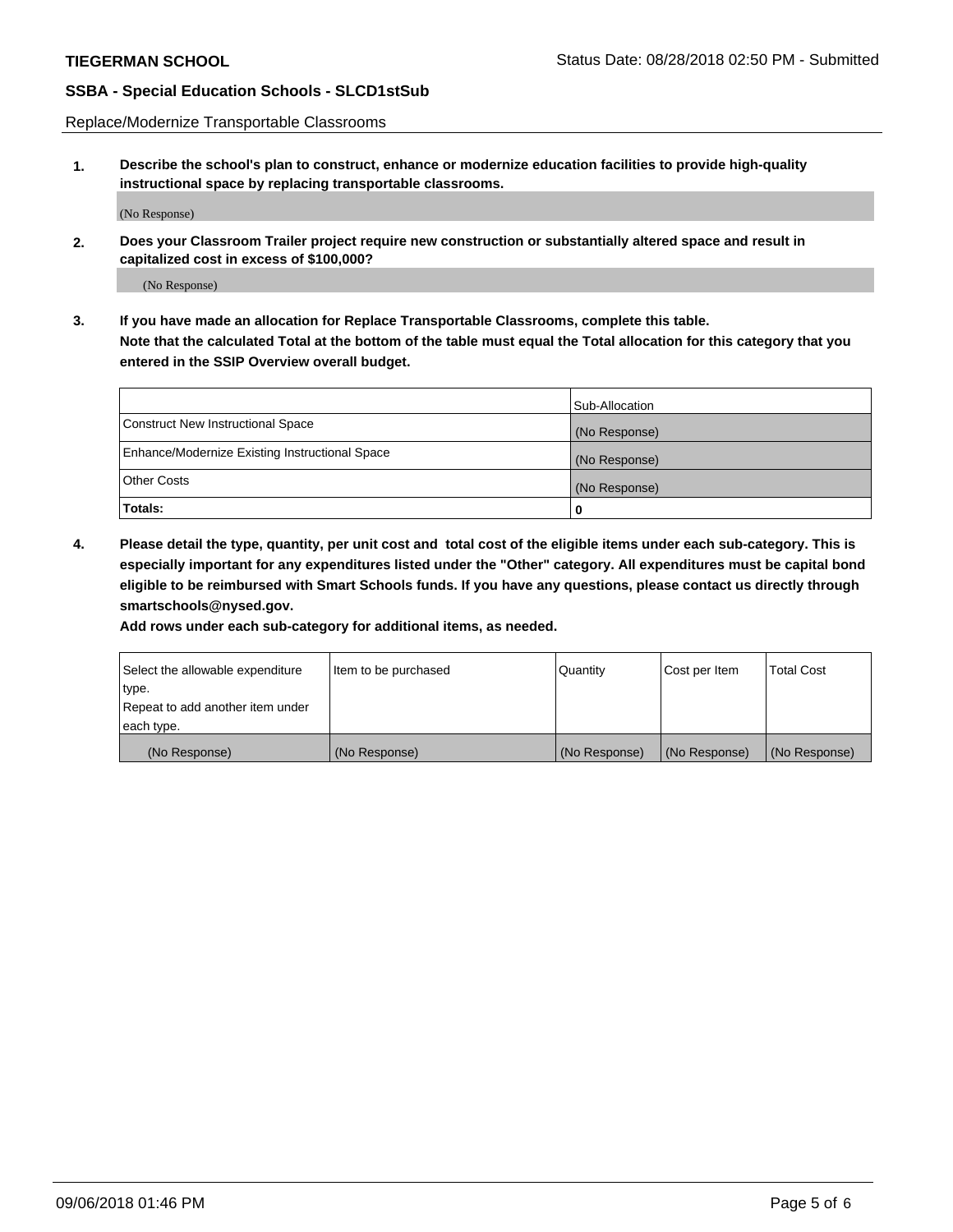Replace/Modernize Transportable Classrooms

**1. Describe the school's plan to construct, enhance or modernize education facilities to provide high-quality instructional space by replacing transportable classrooms.**

(No Response)

**2. Does your Classroom Trailer project require new construction or substantially altered space and result in capitalized cost in excess of $100,000?**

(No Response)

**3. If you have made an allocation for Replace Transportable Classrooms, complete this table. Note that the calculated Total at the bottom of the table must equal the Total allocation for this category that you entered in the SSIP Overview overall budget.**

| | Sub-Allocation |
|---|---|
| Construct New Instructional Space | (No Response) |
| Enhance/Modernize Existing Instructional Space | (No Response) |
| Other Costs | (No Response) |
| **Totals:** | 0 |

**4. Please detail the type, quantity, per unit cost and total cost of the eligible items under each sub-category. This is especially important for any expenditures listed under the "Other" category. All expenditures must be capital bond eligible to be reimbursed with Smart Schools funds. If you have any questions, please contact us directly through smartschools@nysed.gov.**

**Add rows under each sub-category for additional items, as needed.**

| Select the allowable expenditure type. Repeat to add another item under each type. | Item to be purchased | Quantity | Cost per Item | Total Cost |
|---|---|---|---|---|
| (No Response) | (No Response) | (No Response) | (No Response) | (No Response) |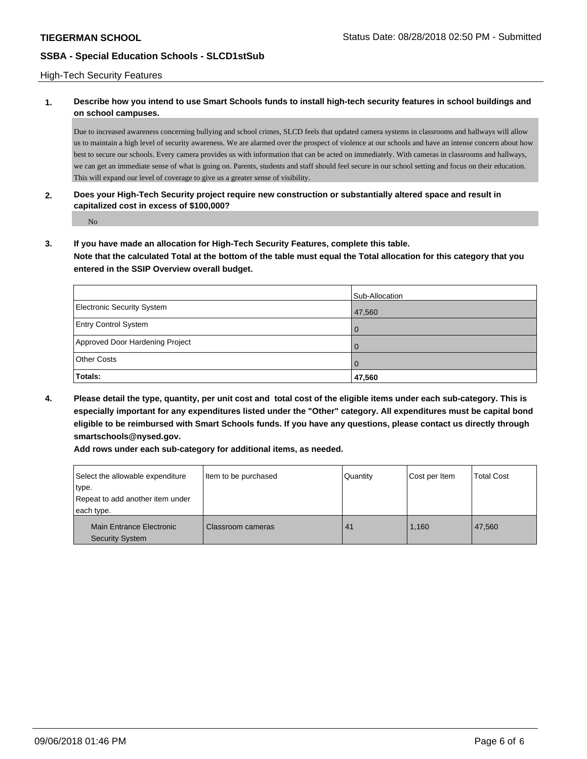**TIEGERMAN SCHOOL** Status Date: 08/28/2018 02:50 PM - Submitted

**SSBA - Special Education Schools - SLCD1stSub**

High-Tech Security Features

**1. Describe how you intend to use Smart Schools funds to install high-tech security features in school buildings and on school campuses.**

Due to increased awareness concerning bullying and school crimes, SLCD feels that updated camera systems in classrooms and hallways will allow us to maintain a high level of security awareness. We are alarmed over the prospect of violence at our schools and have an intense concern about how best to secure our schools. Every camera provides us with information that can be acted on immediately. With cameras in classrooms and hallways, we can get an immediate sense of what is going on. Parents, students and staff should feel secure in our school setting and focus on their education. This will expand our level of coverage to give us a greater sense of visibility.

**2. Does your High-Tech Security project require new construction or substantially altered space and result in capitalized cost in excess of $100,000?**

No

**3. If you have made an allocation for High-Tech Security Features, complete this table.**
**Note that the calculated Total at the bottom of the table must equal the Total allocation for this category that you entered in the SSIP Overview overall budget.**

| | Sub-Allocation |
|---|---|
| Electronic Security System | 47,560 |
| Entry Control System | 0 |
| Approved Door Hardening Project | 0 |
| Other Costs | 0 |
| **Totals:** | **47,560** |

**4. Please detail the type, quantity, per unit cost and total cost of the eligible items under each sub-category. This is especially important for any expenditures listed under the "Other" category. All expenditures must be capital bond eligible to be reimbursed with Smart Schools funds. If you have any questions, please contact us directly through smartschools@nysed.gov.**
**Add rows under each sub-category for additional items, as needed.**

| Select the allowable expenditure type. Repeat to add another item under each type. | Item to be purchased | Quantity | Cost per Item | Total Cost |
|---|---|---|---|---|
| Main Entrance Electronic Security System | Classroom cameras | 41 | 1,160 | 47,560 |